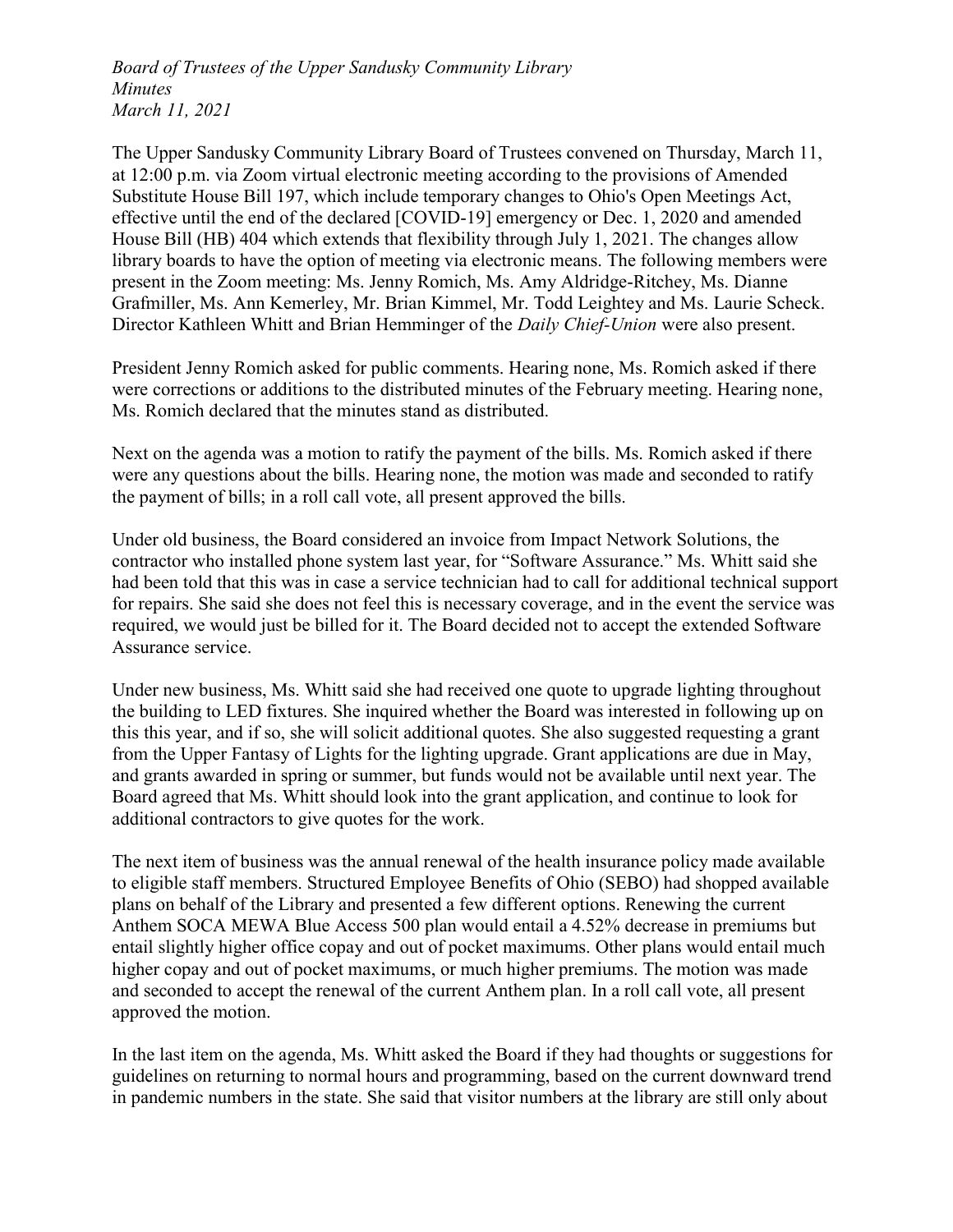*Board of Trustees of the Upper Sandusky Community Library*
*Minutes*
*March 11, 2021*

The Upper Sandusky Community Library Board of Trustees convened on Thursday, March 11, at 12:00 p.m. via Zoom virtual electronic meeting according to the provisions of Amended Substitute House Bill 197, which include temporary changes to Ohio's Open Meetings Act, effective until the end of the declared [COVID-19] emergency or Dec. 1, 2020 and amended House Bill (HB) 404 which extends that flexibility through July 1, 2021. The changes allow library boards to have the option of meeting via electronic means. The following members were present in the Zoom meeting: Ms. Jenny Romich, Ms. Amy Aldridge-Ritchey, Ms. Dianne Grafmiller, Ms. Ann Kemerley, Mr. Brian Kimmel, Mr. Todd Leightey and Ms. Laurie Scheck. Director Kathleen Whitt and Brian Hemminger of the *Daily Chief-Union* were also present.

President Jenny Romich asked for public comments. Hearing none, Ms. Romich asked if there were corrections or additions to the distributed minutes of the February meeting. Hearing none, Ms. Romich declared that the minutes stand as distributed.

Next on the agenda was a motion to ratify the payment of the bills. Ms. Romich asked if there were any questions about the bills. Hearing none, the motion was made and seconded to ratify the payment of bills; in a roll call vote, all present approved the bills.

Under old business, the Board considered an invoice from Impact Network Solutions, the contractor who installed phone system last year, for "Software Assurance." Ms. Whitt said she had been told that this was in case a service technician had to call for additional technical support for repairs. She said she does not feel this is necessary coverage, and in the event the service was required, we would just be billed for it. The Board decided not to accept the extended Software Assurance service.

Under new business, Ms. Whitt said she had received one quote to upgrade lighting throughout the building to LED fixtures. She inquired whether the Board was interested in following up on this this year, and if so, she will solicit additional quotes. She also suggested requesting a grant from the Upper Fantasy of Lights for the lighting upgrade. Grant applications are due in May, and grants awarded in spring or summer, but funds would not be available until next year. The Board agreed that Ms. Whitt should look into the grant application, and continue to look for additional contractors to give quotes for the work.

The next item of business was the annual renewal of the health insurance policy made available to eligible staff members. Structured Employee Benefits of Ohio (SEBO) had shopped available plans on behalf of the Library and presented a few different options. Renewing the current Anthem SOCA MEWA Blue Access 500 plan would entail a 4.52% decrease in premiums but entail slightly higher office copay and out of pocket maximums. Other plans would entail much higher copay and out of pocket maximums, or much higher premiums. The motion was made and seconded to accept the renewal of the current Anthem plan. In a roll call vote, all present approved the motion.

In the last item on the agenda, Ms. Whitt asked the Board if they had thoughts or suggestions for guidelines on returning to normal hours and programming, based on the current downward trend in pandemic numbers in the state. She said that visitor numbers at the library are still only about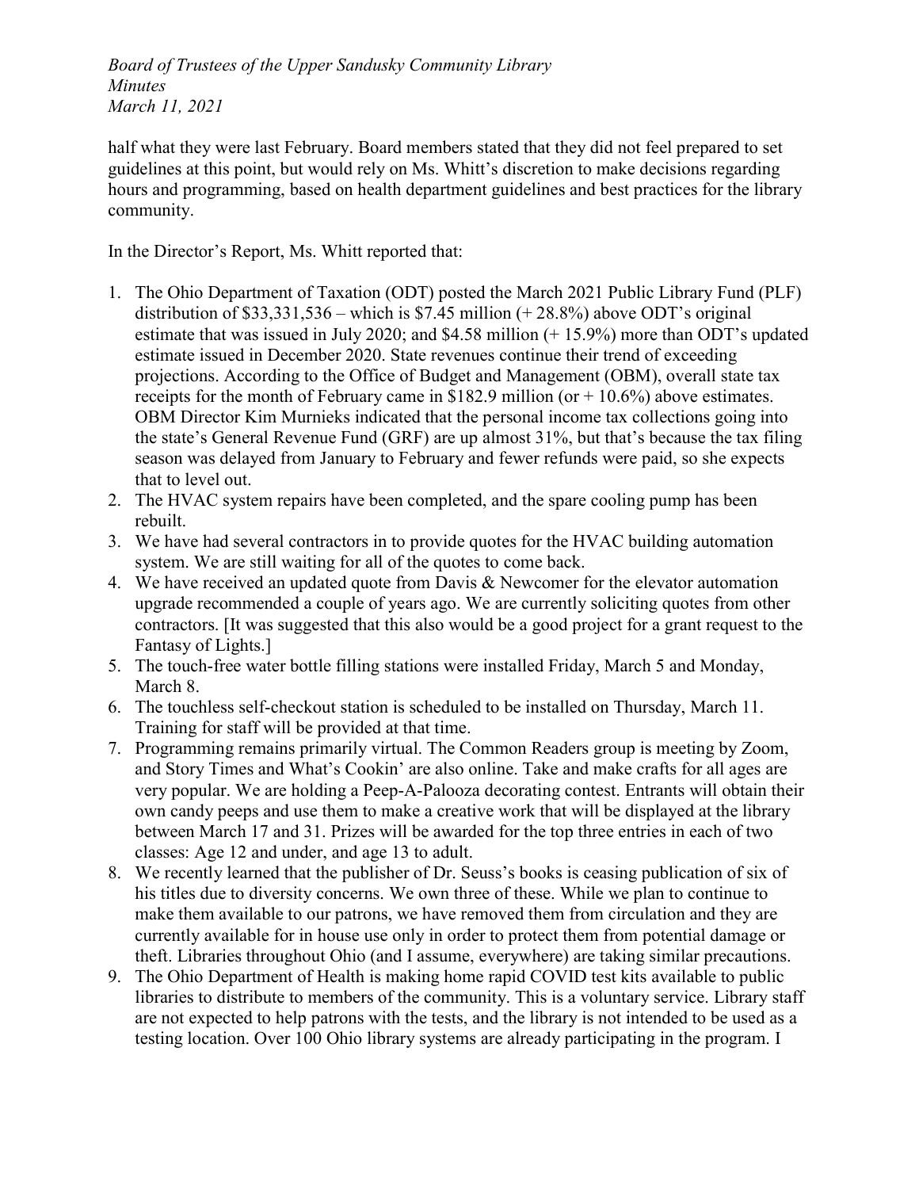half what they were last February. Board members stated that they did not feel prepared to set guidelines at this point, but would rely on Ms. Whitt's discretion to make decisions regarding hours and programming, based on health department guidelines and best practices for the library community.

In the Director's Report, Ms. Whitt reported that:

1. The Ohio Department of Taxation (ODT) posted the March 2021 Public Library Fund (PLF) distribution of $33,331,536 – which is $7.45 million (+ 28.8%) above ODT's original estimate that was issued in July 2020; and $4.58 million (+ 15.9%) more than ODT's updated estimate issued in December 2020. State revenues continue their trend of exceeding projections. According to the Office of Budget and Management (OBM), overall state tax receipts for the month of February came in $182.9 million (or + 10.6%) above estimates. OBM Director Kim Murnieks indicated that the personal income tax collections going into the state's General Revenue Fund (GRF) are up almost 31%, but that's because the tax filing season was delayed from January to February and fewer refunds were paid, so she expects that to level out.
2. The HVAC system repairs have been completed, and the spare cooling pump has been rebuilt.
3. We have had several contractors in to provide quotes for the HVAC building automation system. We are still waiting for all of the quotes to come back.
4. We have received an updated quote from Davis & Newcomer for the elevator automation upgrade recommended a couple of years ago. We are currently soliciting quotes from other contractors. [It was suggested that this also would be a good project for a grant request to the Fantasy of Lights.]
5. The touch-free water bottle filling stations were installed Friday, March 5 and Monday, March 8.
6. The touchless self-checkout station is scheduled to be installed on Thursday, March 11. Training for staff will be provided at that time.
7. Programming remains primarily virtual. The Common Readers group is meeting by Zoom, and Story Times and What's Cookin' are also online. Take and make crafts for all ages are very popular. We are holding a Peep-A-Palooza decorating contest. Entrants will obtain their own candy peeps and use them to make a creative work that will be displayed at the library between March 17 and 31. Prizes will be awarded for the top three entries in each of two classes: Age 12 and under, and age 13 to adult.
8. We recently learned that the publisher of Dr. Seuss's books is ceasing publication of six of his titles due to diversity concerns. We own three of these. While we plan to continue to make them available to our patrons, we have removed them from circulation and they are currently available for in house use only in order to protect them from potential damage or theft. Libraries throughout Ohio (and I assume, everywhere) are taking similar precautions.
9. The Ohio Department of Health is making home rapid COVID test kits available to public libraries to distribute to members of the community. This is a voluntary service. Library staff are not expected to help patrons with the tests, and the library is not intended to be used as a testing location. Over 100 Ohio library systems are already participating in the program. I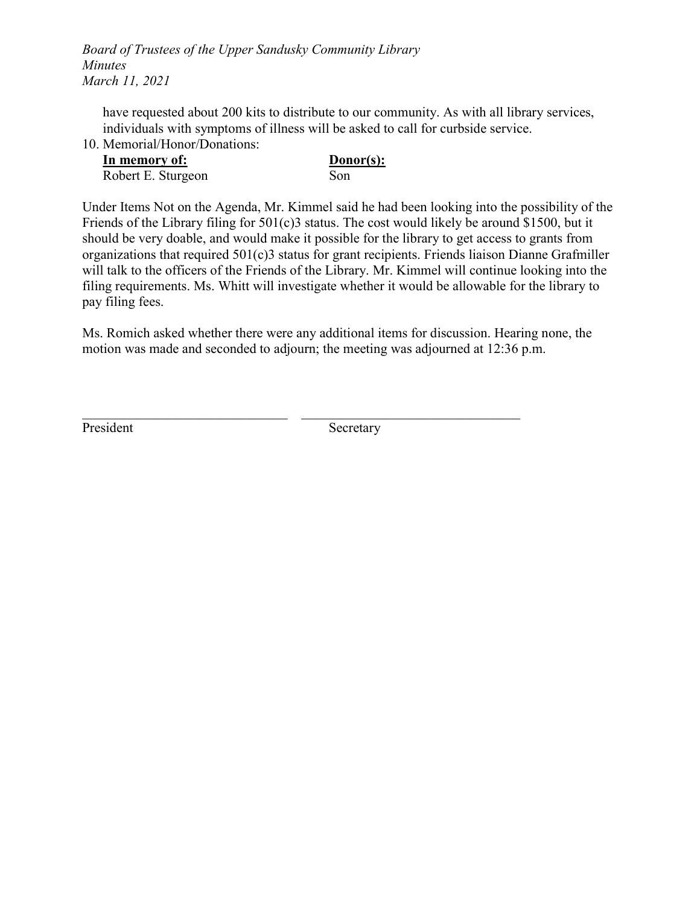have requested about 200 kits to distribute to our community. As with all library services, individuals with symptoms of illness will be asked to call for curbside service.

10. Memorial/Honor/Donations:

| **In memory of:** | **Donor(s):** |
| --- | --- |
| Robert E. Sturgeon | Son |

Under Items Not on the Agenda, Mr. Kimmel said he had been looking into the possibility of the Friends of the Library filing for 501(c)3 status. The cost would likely be around $1500, but it should be very doable, and would make it possible for the library to get access to grants from organizations that required 501(c)3 status for grant recipients. Friends liaison Dianne Grafmiller will talk to the officers of the Friends of the Library. Mr. Kimmel will continue looking into the filing requirements. Ms. Whitt will investigate whether it would be allowable for the library to pay filing fees.

Ms. Romich asked whether there were any additional items for discussion. Hearing none, the motion was made and seconded to adjourn; the meeting was adjourned at 12:36 p.m.

_______________________________ _________________________________

President Secretary